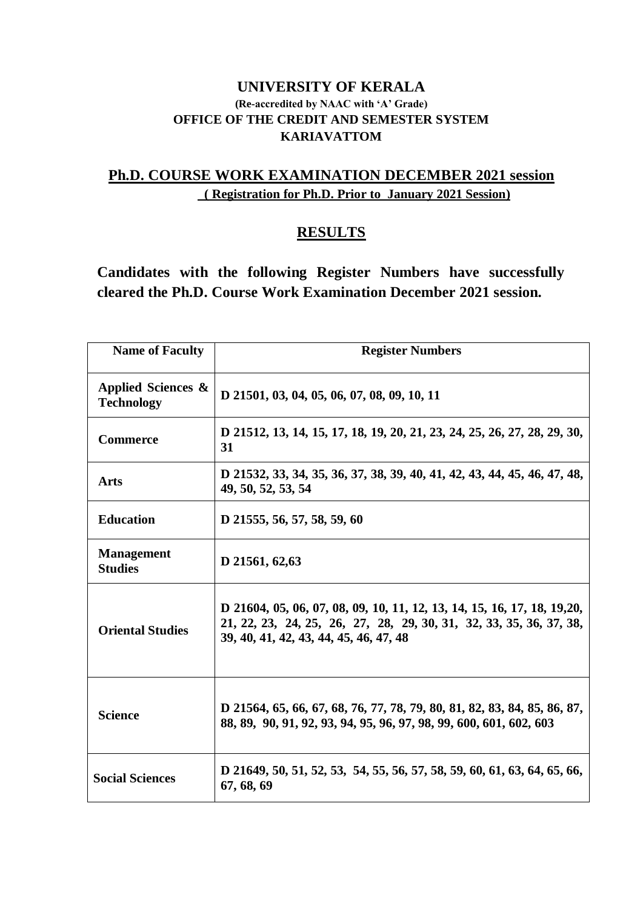# UNIVERSITY OF KERALA

**(Re-accredited by NAAC with 'A' Grade)**

**OFFICE OF THE CREDIT AND SEMESTER SYSTEM**

**KARIAVATTOM**

## Ph.D. COURSE WORK EXAMINATION DECEMBER 2021 session

**( Registration for Ph.D. Prior to January 2021 Session)**

## RESULTS

**Candidates with the following Register Numbers have successfully cleared the Ph.D. Course Work Examination December 2021 session.**

| Name of Faculty | Register Numbers |
|---|---|
| **Applied Sciences & Technology** | **D 21501, 03, 04, 05, 06, 07, 08, 09, 10, 11** |
| **Commerce** | **D 21512, 13, 14, 15, 17, 18, 19, 20, 21, 23, 24, 25, 26, 27, 28, 29, 30, 31** |
| **Arts** | **D 21532, 33, 34, 35, 36, 37, 38, 39, 40, 41, 42, 43, 44, 45, 46, 47, 48, 49, 50, 52, 53, 54** |
| **Education** | **D 21555, 56, 57, 58, 59, 60** |
| **Management Studies** | **D 21561, 62,63** |
| **Oriental Studies** | **D 21604, 05, 06, 07, 08, 09, 10, 11, 12, 13, 14, 15, 16, 17, 18, 19,20, 21, 22, 23, 24, 25, 26, 27, 28, 29, 30, 31, 32, 33, 35, 36, 37, 38, 39, 40, 41, 42, 43, 44, 45, 46, 47, 48** |
| **Science** | **D 21564, 65, 66, 67, 68, 76, 77, 78, 79, 80, 81, 82, 83, 84, 85, 86, 87, 88, 89, 90, 91, 92, 93, 94, 95, 96, 97, 98, 99, 600, 601, 602, 603** |
| **Social Sciences** | **D 21649, 50, 51, 52, 53, 54, 55, 56, 57, 58, 59, 60, 61, 63, 64, 65, 66, 67, 68, 69** |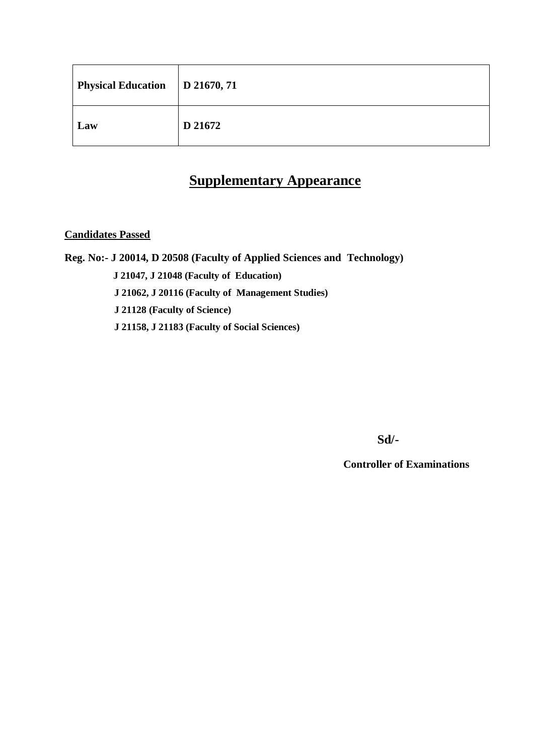| Physical Education | D 21670, 71 |
|---|---|
| Law | D 21672 |

## Supplementary Appearance

**Candidates Passed**

**Reg. No:- J 20014, D 20508 (Faculty of Applied Sciences and Technology)**

**J 21047, J 21048 (Faculty of Education)**

**J 21062, J 20116 (Faculty of Management Studies)**

**J 21128 (Faculty of Science)**

**J 21158, J 21183 (Faculty of Social Sciences)**

**Sd/-**

**Controller of Examinations**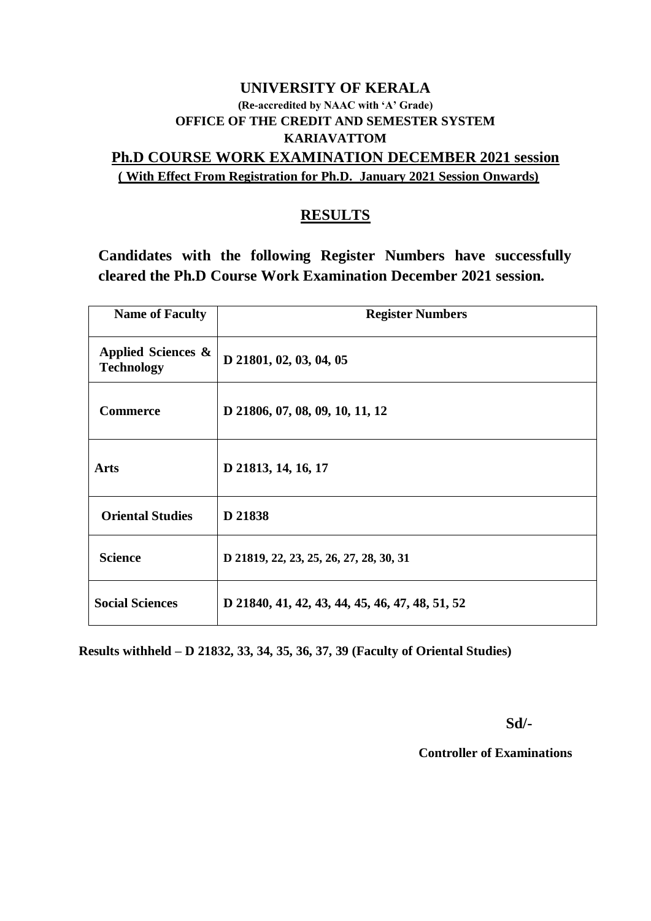# UNIVERSITY OF KERALA

**(Re-accredited by NAAC with 'A' Grade)**

**OFFICE OF THE CREDIT AND SEMESTER SYSTEM**

**KARIAVATTOM**

## Ph.D COURSE WORK EXAMINATION DECEMBER 2021 session

**( With Effect From Registration for Ph.D. January 2021 Session Onwards)**

## RESULTS

**Candidates with the following Register Numbers have successfully cleared the Ph.D Course Work Examination December 2021 session.**

| Name of Faculty | Register Numbers |
|---|---|
| **Applied Sciences & Technology** | **D 21801, 02, 03, 04, 05** |
| **Commerce** | **D 21806, 07, 08, 09, 10, 11, 12** |
| **Arts** | **D 21813, 14, 16, 17** |
| **Oriental Studies** | **D 21838** |
| **Science** | **D 21819, 22, 23, 25, 26, 27, 28, 30, 31** |
| **Social Sciences** | **D 21840, 41, 42, 43, 44, 45, 46, 47, 48, 51, 52** |

**Results withheld – D 21832, 33, 34, 35, 36, 37, 39 (Faculty of Oriental Studies)**

**Sd/-**

**Controller of Examinations**